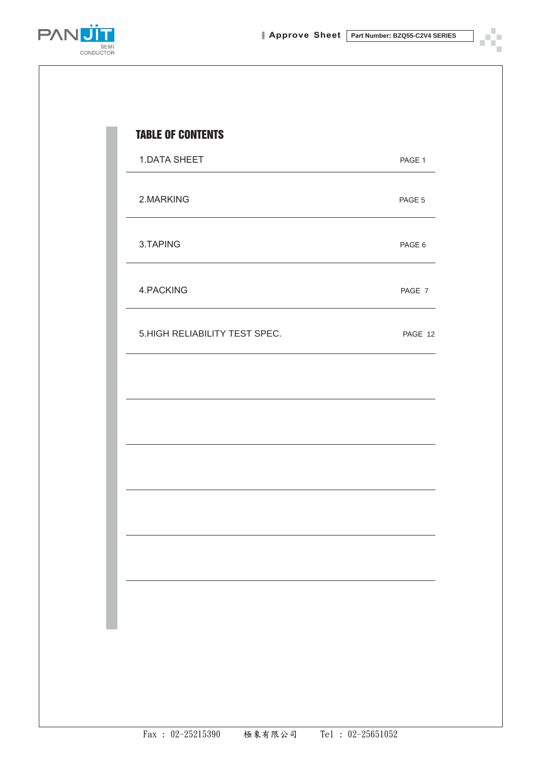# TABLE OF CONTENTS

| | |
|---|---|
| 1.DATA SHEET | PAGE 1 |
| 2.MARKING | PAGE 5 |
| 3.TAPING | PAGE 6 |
| 4.PACKING | PAGE 7 |
| 5.HIGH RELIABILITY TEST SPEC. | PAGE 12 |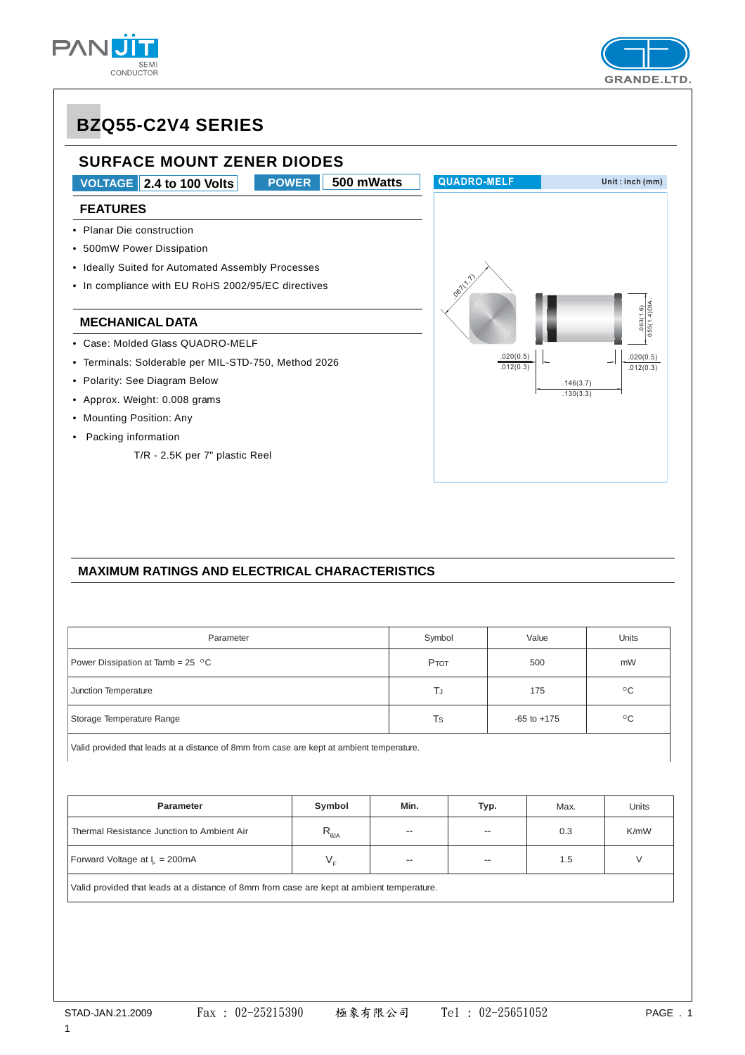# BZQ55-C2V4 SERIES

## SURFACE MOUNT ZENER DIODES

**VOLTAGE** 2.4 to 100 Volts **POWER** 500 mWatts

QUADRO-MELF Unit : inch (mm)

### FEATURES

- Planar Die construction
- 500mW Power Dissipation
- Ideally Suited for Automated Assembly Processes
- In compliance with EU RoHS 2002/95/EC directives

### MECHANICAL DATA

- Case: Molded Glass QUADRO-MELF
- Terminals: Solderable per MIL-STD-750, Method 2026
- Polarity: See Diagram Below
- Approx. Weight: 0.008 grams
- Mounting Position: Any
- Packing information

  T/R - 2.5K per 7" plastic Reel

.067(1.7)

.063(1.6) .055(1.4) DIA.

.020(0.5) .012(0.3)

.020(0.5) .012(0.3)

.146(3.7) .130(3.3)

### MAXIMUM RATINGS AND ELECTRICAL CHARACTERISTICS

| Parameter | Symbol | Value | Units |
|---|---|---|---|
| Power Dissipation at Tamb = 25 °C | $P_{TOT}$ | 500 | mW |
| Junction Temperature | $T_J$ | 175 | °C |
| Storage Temperature Range | $T_S$ | -65 to +175 | °C |
| Valid provided that leads at a distance of 8mm from case are kept at ambient temperature. | | | |

| Parameter | Symbol | Min. | Typ. | Max. | Units |
|---|---|---|---|---|---|
| Thermal Resistance Junction to Ambient Air | $R_{\theta JA}$ | -- | -- | 0.3 | K/mW |
| Forward Voltage at $I_F$ = 200mA | $V_F$ | -- | -- | 1.5 | V |
| Valid provided that leads at a distance of 8mm from case are kept at ambient temperature. | | | | | |

STAD-JAN.21.2009 Fax : 02-25215390 極象有限公司 Tel : 02-25651052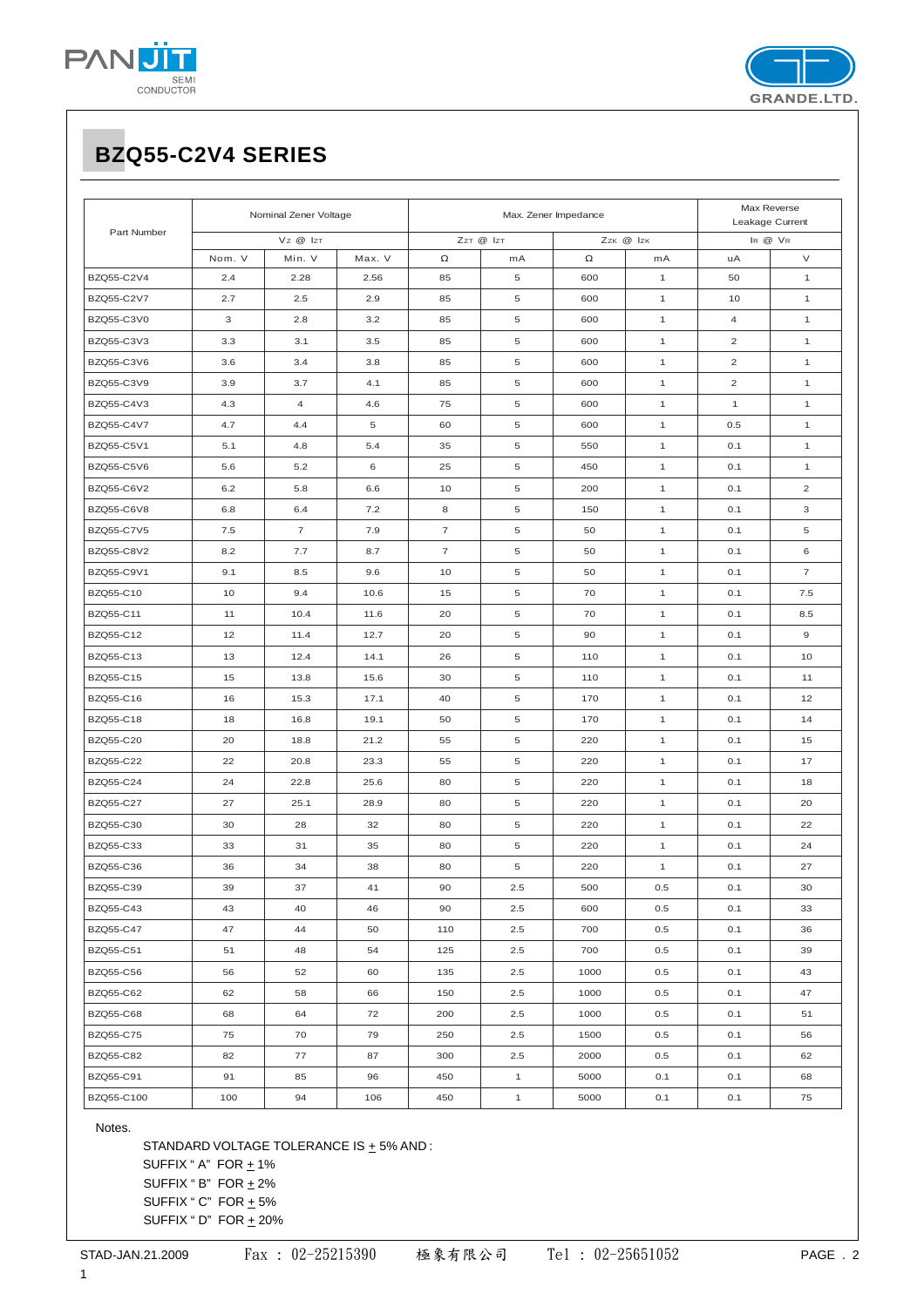# BZQ55-C2V4 SERIES

| Part Number | Nominal Zener Voltage | | | Max. Zener Impedance | | | | Max Reverse Leakage Current | |
|---|---|---|---|---|---|---|---|---|---|
| | $V_Z$ @ $I_{ZT}$ | | | $Z_{ZT}$ @ $I_{ZT}$ | | $Z_{ZK}$ @ $I_{ZK}$ | | $I_R$ @ $V_R$ | |
| | Nom. V | Min. V | Max. V | Ω | mA | Ω | mA | uA | V |
| BZQ55-C2V4 | 2.4 | 2.28 | 2.56 | 85 | 5 | 600 | 1 | 50 | 1 |
| BZQ55-C2V7 | 2.7 | 2.5 | 2.9 | 85 | 5 | 600 | 1 | 10 | 1 |
| BZQ55-C3V0 | 3 | 2.8 | 3.2 | 85 | 5 | 600 | 1 | 4 | 1 |
| BZQ55-C3V3 | 3.3 | 3.1 | 3.5 | 85 | 5 | 600 | 1 | 2 | 1 |
| BZQ55-C3V6 | 3.6 | 3.4 | 3.8 | 85 | 5 | 600 | 1 | 2 | 1 |
| BZQ55-C3V9 | 3.9 | 3.7 | 4.1 | 85 | 5 | 600 | 1 | 2 | 1 |
| BZQ55-C4V3 | 4.3 | 4 | 4.6 | 75 | 5 | 600 | 1 | 1 | 1 |
| BZQ55-C4V7 | 4.7 | 4.4 | 5 | 60 | 5 | 600 | 1 | 0.5 | 1 |
| BZQ55-C5V1 | 5.1 | 4.8 | 5.4 | 35 | 5 | 550 | 1 | 0.1 | 1 |
| BZQ55-C5V6 | 5.6 | 5.2 | 6 | 25 | 5 | 450 | 1 | 0.1 | 1 |
| BZQ55-C6V2 | 6.2 | 5.8 | 6.6 | 10 | 5 | 200 | 1 | 0.1 | 2 |
| BZQ55-C6V8 | 6.8 | 6.4 | 7.2 | 8 | 5 | 150 | 1 | 0.1 | 3 |
| BZQ55-C7V5 | 7.5 | 7 | 7.9 | 7 | 5 | 50 | 1 | 0.1 | 5 |
| BZQ55-C8V2 | 8.2 | 7.7 | 8.7 | 7 | 5 | 50 | 1 | 0.1 | 6 |
| BZQ55-C9V1 | 9.1 | 8.5 | 9.6 | 10 | 5 | 50 | 1 | 0.1 | 7 |
| BZQ55-C10 | 10 | 9.4 | 10.6 | 15 | 5 | 70 | 1 | 0.1 | 7.5 |
| BZQ55-C11 | 11 | 10.4 | 11.6 | 20 | 5 | 70 | 1 | 0.1 | 8.5 |
| BZQ55-C12 | 12 | 11.4 | 12.7 | 20 | 5 | 90 | 1 | 0.1 | 9 |
| BZQ55-C13 | 13 | 12.4 | 14.1 | 26 | 5 | 110 | 1 | 0.1 | 10 |
| BZQ55-C15 | 15 | 13.8 | 15.6 | 30 | 5 | 110 | 1 | 0.1 | 11 |
| BZQ55-C16 | 16 | 15.3 | 17.1 | 40 | 5 | 170 | 1 | 0.1 | 12 |
| BZQ55-C18 | 18 | 16.8 | 19.1 | 50 | 5 | 170 | 1 | 0.1 | 14 |
| BZQ55-C20 | 20 | 18.8 | 21.2 | 55 | 5 | 220 | 1 | 0.1 | 15 |
| BZQ55-C22 | 22 | 20.8 | 23.3 | 55 | 5 | 220 | 1 | 0.1 | 17 |
| BZQ55-C24 | 24 | 22.8 | 25.6 | 80 | 5 | 220 | 1 | 0.1 | 18 |
| BZQ55-C27 | 27 | 25.1 | 28.9 | 80 | 5 | 220 | 1 | 0.1 | 20 |
| BZQ55-C30 | 30 | 28 | 32 | 80 | 5 | 220 | 1 | 0.1 | 22 |
| BZQ55-C33 | 33 | 31 | 35 | 80 | 5 | 220 | 1 | 0.1 | 24 |
| BZQ55-C36 | 36 | 34 | 38 | 80 | 5 | 220 | 1 | 0.1 | 27 |
| BZQ55-C39 | 39 | 37 | 41 | 90 | 2.5 | 500 | 0.5 | 0.1 | 30 |
| BZQ55-C43 | 43 | 40 | 46 | 90 | 2.5 | 600 | 0.5 | 0.1 | 33 |
| BZQ55-C47 | 47 | 44 | 50 | 110 | 2.5 | 700 | 0.5 | 0.1 | 36 |
| BZQ55-C51 | 51 | 48 | 54 | 125 | 2.5 | 700 | 0.5 | 0.1 | 39 |
| BZQ55-C56 | 56 | 52 | 60 | 135 | 2.5 | 1000 | 0.5 | 0.1 | 43 |
| BZQ55-C62 | 62 | 58 | 66 | 150 | 2.5 | 1000 | 0.5 | 0.1 | 47 |
| BZQ55-C68 | 68 | 64 | 72 | 200 | 2.5 | 1000 | 0.5 | 0.1 | 51 |
| BZQ55-C75 | 75 | 70 | 79 | 250 | 2.5 | 1500 | 0.5 | 0.1 | 56 |
| BZQ55-C82 | 82 | 77 | 87 | 300 | 2.5 | 2000 | 0.5 | 0.1 | 62 |
| BZQ55-C91 | 91 | 85 | 96 | 450 | 1 | 5000 | 0.1 | 0.1 | 68 |
| BZQ55-C100 | 100 | 94 | 106 | 450 | 1 | 5000 | 0.1 | 0.1 | 75 |

Notes.

STANDARD VOLTAGE TOLERANCE IS ± 5% AND :
SUFFIX " A" FOR ± 1%
SUFFIX " B" FOR ± 2%
SUFFIX " C" FOR ± 5%
SUFFIX " D" FOR ± 20%

STAD-JAN.21.2009 Fax : 02-25215390 極象有限公司 Tel : 02-25651052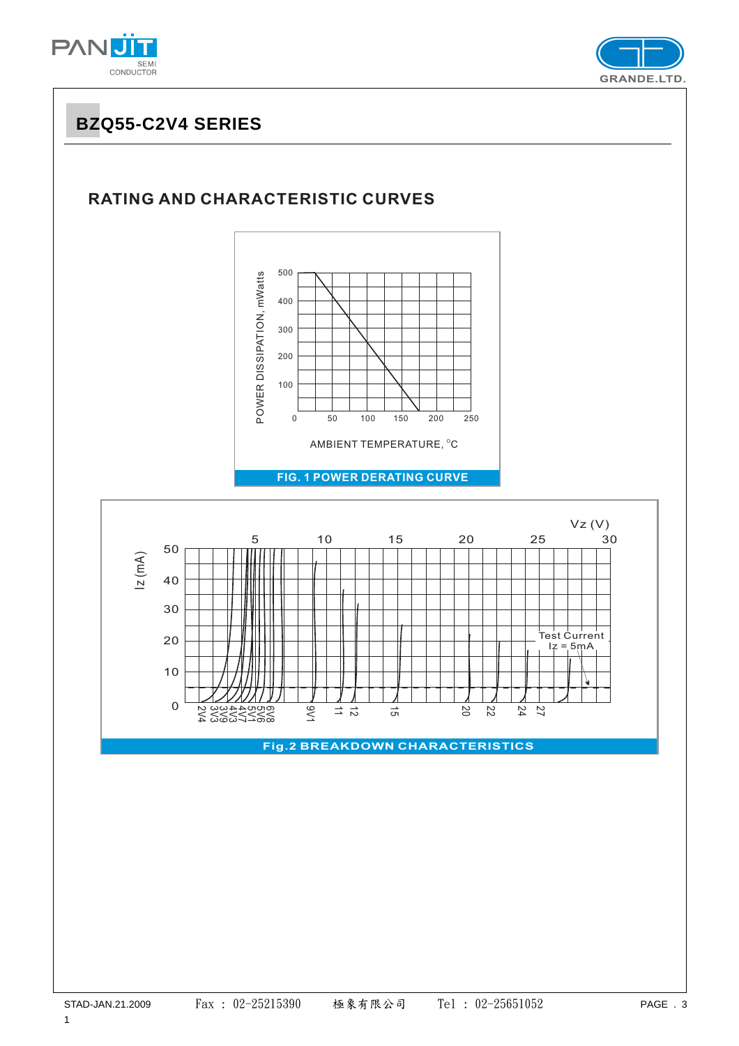# BZQ55-C2V4 SERIES

## RATING AND CHARACTERISTIC CURVES

POWER DISSIPATION, mWatts

500
400
300
200
100
0

50 100 150 200 250

AMBIENT TEMPERATURE, °C

FIG. 1 POWER DERATING CURVE

Vz (V)

5 10 15 20 25 30

Iz (mA)

50
40
30
20
10
0

Test Current
Iz = 5mA

2V4 3V3 3V9 4V3 4V7 5V1 5V6 6V8 9V1 11 12 15 20 22 24 27

Fig.2 BREAKDOWN CHARACTERISTICS

STAD-JAN.21.2009 Fax : 02-25215390 極象有限公司 Tel : 02-25651052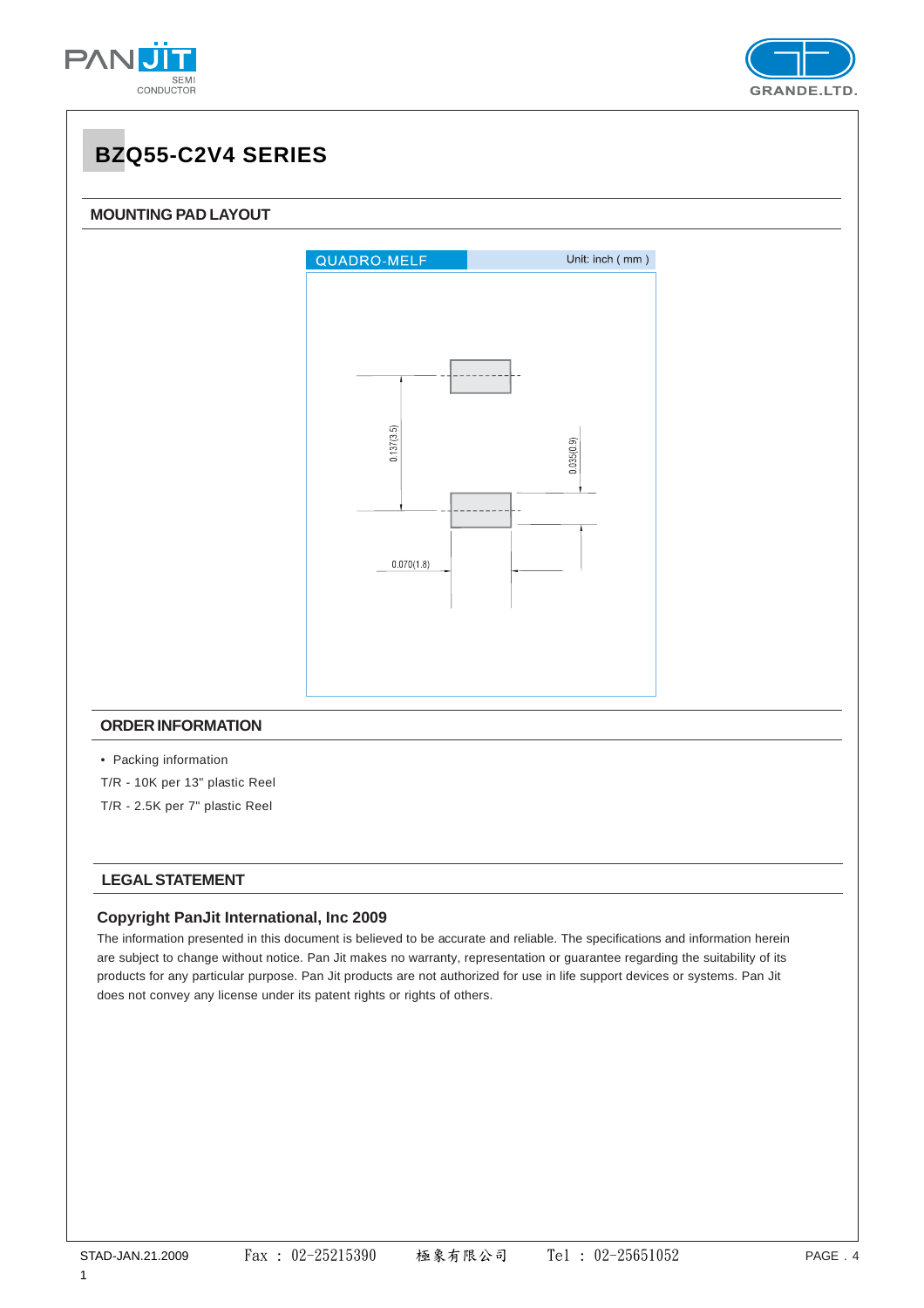# BZQ55-C2V4 SERIES

## MOUNTING PAD LAYOUT

QUADRO-MELF

Unit: inch ( mm )

0.137(3.5)

0.035(0.9)

0.070(1.8)

## ORDER INFORMATION

- Packing information

T/R - 10K per 13" plastic Reel

T/R - 2.5K per 7" plastic Reel

## LEGAL STATEMENT

### Copyright PanJit International, Inc 2009

The information presented in this document is believed to be accurate and reliable. The specifications and information herein are subject to change without notice. Pan Jit makes no warranty, representation or guarantee regarding the suitability of its products for any particular purpose. Pan Jit products are not authorized for use in life support devices or systems. Pan Jit does not convey any license under its patent rights or rights of others.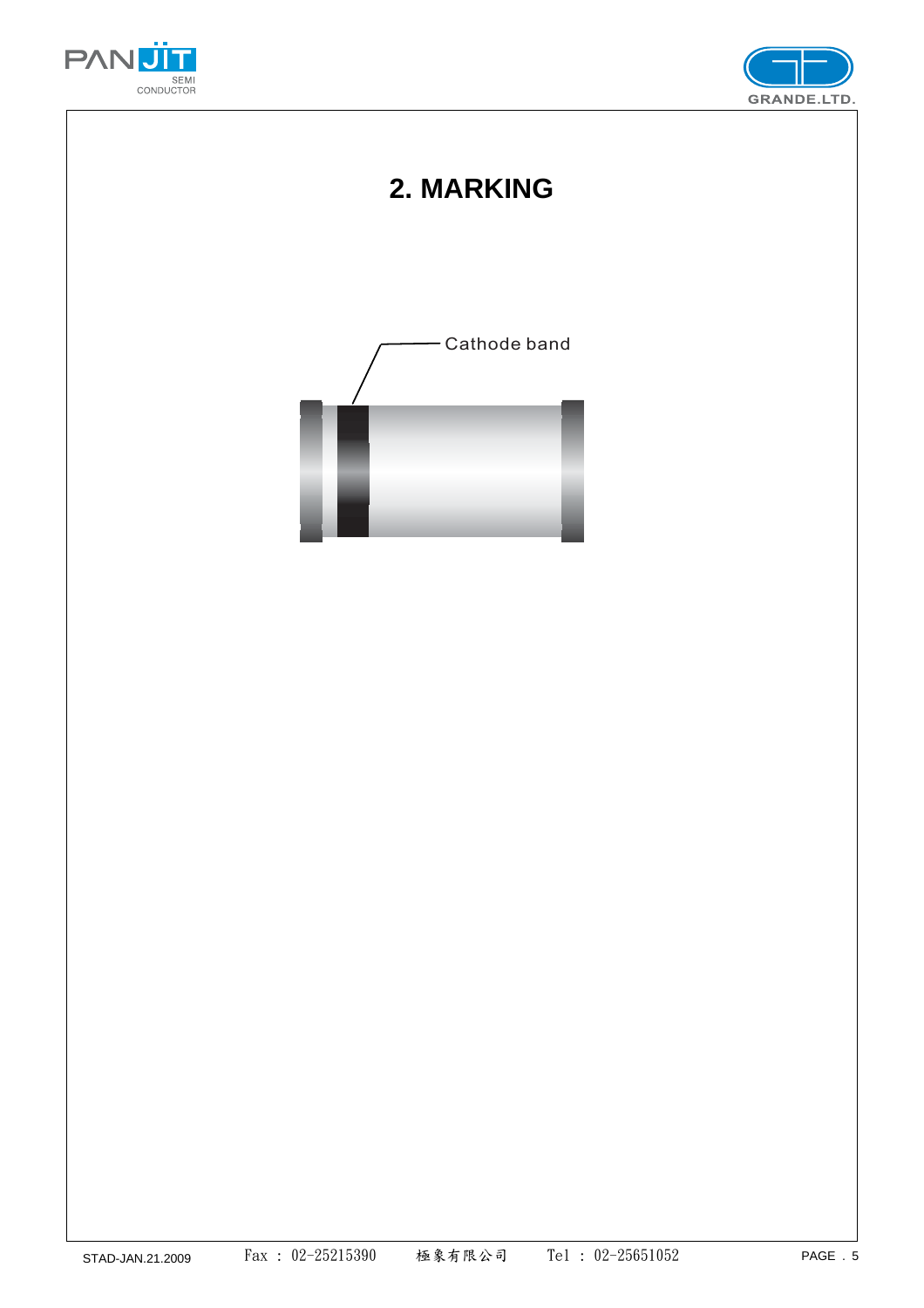## 2. MARKING

Cathode band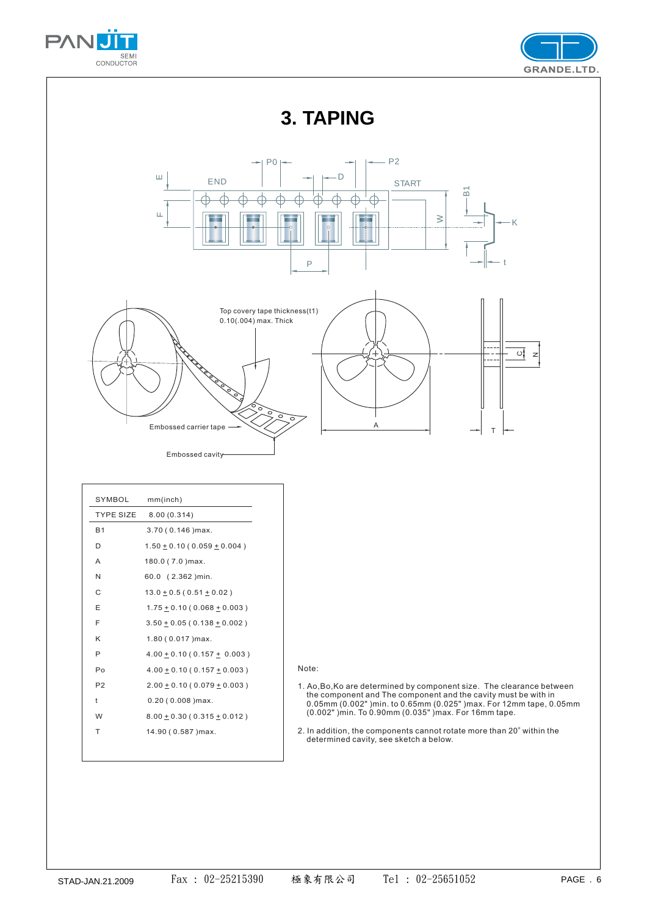# 3. TAPING

Top covery tape thickness(t1) 0.10(.004) max. Thick

Embossed carrier tape

Embossed cavity

| SYMBOL | mm(inch) |
|---|---|
| TYPE SIZE | 8.00 (0.314) |
| B1 | 3.70 ( 0.146 )max. |
| D | 1.50 ± 0.10 ( 0.059 ± 0.004 ) |
| A | 180.0 ( 7.0 )max. |
| N | 60.0 ( 2.362 )min. |
| C | 13.0 ± 0.5 ( 0.51 ± 0.02 ) |
| E | 1.75 ± 0.10 ( 0.068 ± 0.003 ) |
| F | 3.50 ± 0.05 ( 0.138 ± 0.002 ) |
| K | 1.80 ( 0.017 )max. |
| P | 4.00 ± 0.10 ( 0.157 ± 0.003 ) |
| Po | 4.00 ± 0.10 ( 0.157 ± 0.003 ) |
| P2 | 2.00 ± 0.10 ( 0.079 ± 0.003 ) |
| t | 0.20 ( 0.008 )max. |
| W | 8.00 ± 0.30 ( 0.315 ± 0.012 ) |
| T | 14.90 ( 0.587 )max. |

Note:

1. Ao,Bo,Ko are determined by component size. The clearance between the component and The component and the cavity must be with in 0.05mm (0.002" )min. to 0.65mm (0.025" )max. For 12mm tape, 0.05mm (0.002" )min. To 0.90mm (0.035" )max. For 16mm tape.
2. In addition, the components cannot rotate more than 20° within the determined cavity, see sketch a below.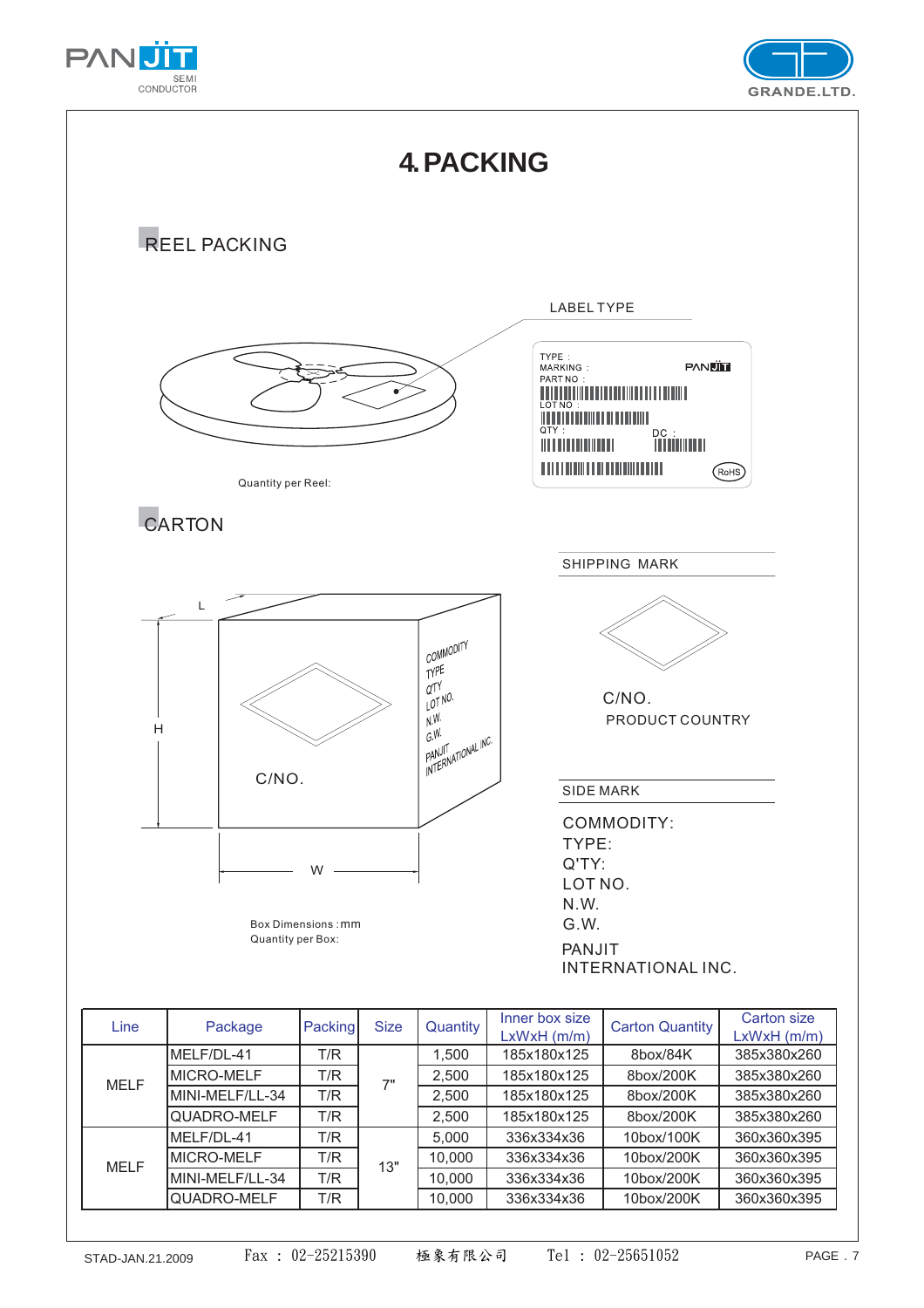# 4. PACKING

## REEL PACKING

LABEL TYPE

TYPE :
MARKING :
PART NO :
LOT NO :
QTY :
DC :

Quantity per Reel:

## CARTON

SHIPPING MARK

C/NO.
PRODUCT COUNTRY

SIDE MARK

COMMODITY:
TYPE:
Q'TY:
LOT NO.
N.W.
G.W.
PANJIT
INTERNATIONAL INC.

Box Dimensions : mm
Quantity per Box:

| Line | Package | Packing | Size | Quantity | Inner box size LxWxH (m/m) | Carton Quantity | Carton size LxWxH (m/m) |
|---|---|---|---|---|---|---|---|
| MELF | MELF/DL-41 | T/R | 7" | 1,500 | 185x180x125 | 8box/84K | 385x380x260 |
| | MICRO-MELF | T/R | | 2,500 | 185x180x125 | 8box/200K | 385x380x260 |
| | MINI-MELF/LL-34 | T/R | | 2,500 | 185x180x125 | 8box/200K | 385x380x260 |
| | QUADRO-MELF | T/R | | 2,500 | 185x180x125 | 8box/200K | 385x380x260 |
| MELF | MELF/DL-41 | T/R | 13" | 5,000 | 336x334x36 | 10box/100K | 360x360x395 |
| | MICRO-MELF | T/R | | 10,000 | 336x334x36 | 10box/200K | 360x360x395 |
| | MINI-MELF/LL-34 | T/R | | 10,000 | 336x334x36 | 10box/200K | 360x360x395 |
| | QUADRO-MELF | T/R | | 10,000 | 336x334x36 | 10box/200K | 360x360x395 |

STAD-JAN.21.2009 Fax : 02-25215390 極象有限公司 Tel : 02-25651052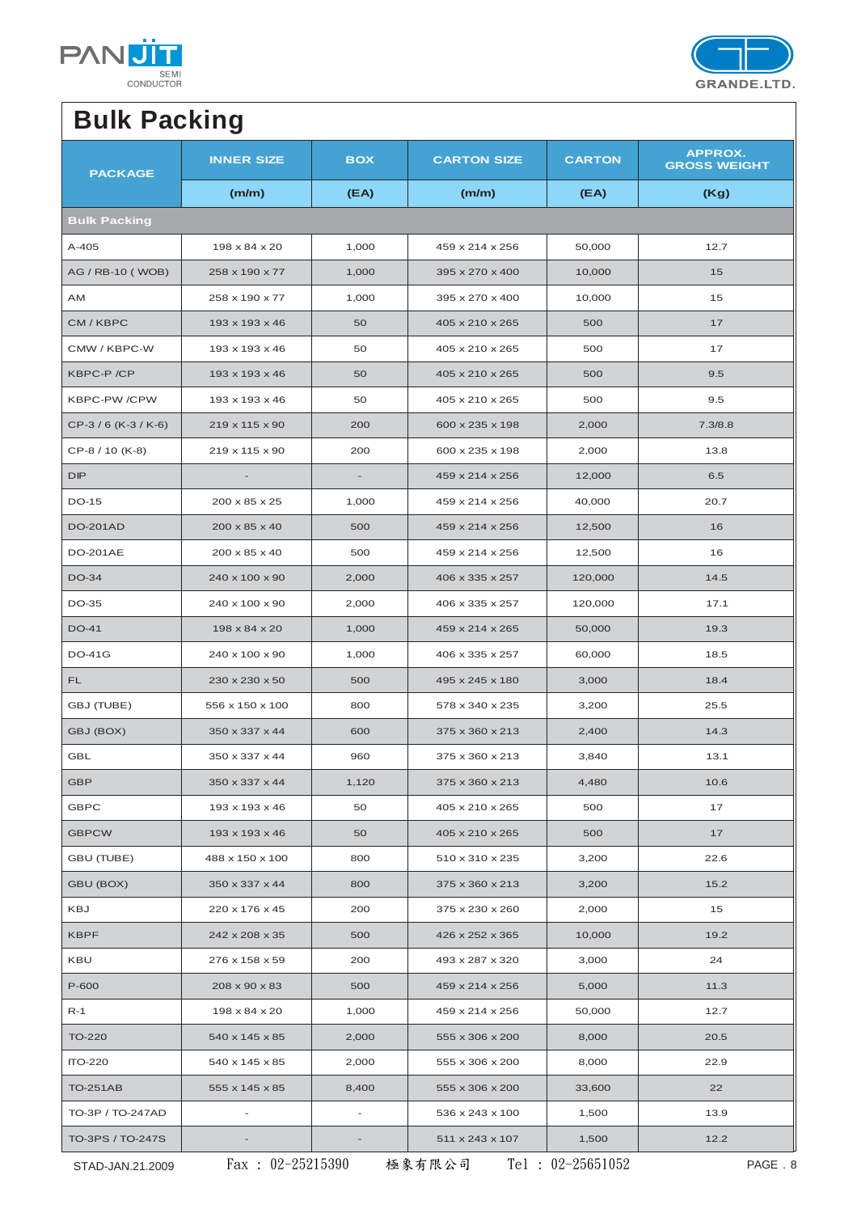# Bulk Packing

| PACKAGE | INNER SIZE | BOX | CARTON SIZE | CARTON | APPROX. GROSS WEIGHT |
|---|---|---|---|---|---|
| | (m/m) | (EA) | (m/m) | (EA) | (Kg) |
| **Bulk Packing** | | | | | |
| A-405 | 198 x 84 x 20 | 1,000 | 459 x 214 x 256 | 50,000 | 12.7 |
| AG / RB-10 ( WOB) | 258 x 190 x 77 | 1,000 | 395 x 270 x 400 | 10,000 | 15 |
| AM | 258 x 190 x 77 | 1,000 | 395 x 270 x 400 | 10,000 | 15 |
| CM / KBPC | 193 x 193 x 46 | 50 | 405 x 210 x 265 | 500 | 17 |
| CMW / KBPC-W | 193 x 193 x 46 | 50 | 405 x 210 x 265 | 500 | 17 |
| KBPC-P /CP | 193 x 193 x 46 | 50 | 405 x 210 x 265 | 500 | 9.5 |
| KBPC-PW /CPW | 193 x 193 x 46 | 50 | 405 x 210 x 265 | 500 | 9.5 |
| CP-3 / 6 (K-3 / K-6) | 219 x 115 x 90 | 200 | 600 x 235 x 198 | 2,000 | 7.3/8.8 |
| CP-8 / 10 (K-8) | 219 x 115 x 90 | 200 | 600 x 235 x 198 | 2,000 | 13.8 |
| DIP | - | - | 459 x 214 x 256 | 12,000 | 6.5 |
| DO-15 | 200 x 85 x 25 | 1,000 | 459 x 214 x 256 | 40,000 | 20.7 |
| DO-201AD | 200 x 85 x 40 | 500 | 459 x 214 x 256 | 12,500 | 16 |
| DO-201AE | 200 x 85 x 40 | 500 | 459 x 214 x 256 | 12,500 | 16 |
| DO-34 | 240 x 100 x 90 | 2,000 | 406 x 335 x 257 | 120,000 | 14.5 |
| DO-35 | 240 x 100 x 90 | 2,000 | 406 x 335 x 257 | 120,000 | 17.1 |
| DO-41 | 198 x 84 x 20 | 1,000 | 459 x 214 x 265 | 50,000 | 19.3 |
| DO-41G | 240 x 100 x 90 | 1,000 | 406 x 335 x 257 | 60,000 | 18.5 |
| FL | 230 x 230 x 50 | 500 | 495 x 245 x 180 | 3,000 | 18.4 |
| GBJ (TUBE) | 556 x 150 x 100 | 800 | 578 x 340 x 235 | 3,200 | 25.5 |
| GBJ (BOX) | 350 x 337 x 44 | 600 | 375 x 360 x 213 | 2,400 | 14.3 |
| GBL | 350 x 337 x 44 | 960 | 375 x 360 x 213 | 3,840 | 13.1 |
| GBP | 350 x 337 x 44 | 1,120 | 375 x 360 x 213 | 4,480 | 10.6 |
| GBPC | 193 x 193 x 46 | 50 | 405 x 210 x 265 | 500 | 17 |
| GBPCW | 193 x 193 x 46 | 50 | 405 x 210 x 265 | 500 | 17 |
| GBU (TUBE) | 488 x 150 x 100 | 800 | 510 x 310 x 235 | 3,200 | 22.6 |
| GBU (BOX) | 350 x 337 x 44 | 800 | 375 x 360 x 213 | 3,200 | 15.2 |
| KBJ | 220 x 176 x 45 | 200 | 375 x 230 x 260 | 2,000 | 15 |
| KBPF | 242 x 208 x 35 | 500 | 426 x 252 x 365 | 10,000 | 19.2 |
| KBU | 276 x 158 x 59 | 200 | 493 x 287 x 320 | 3,000 | 24 |
| P-600 | 208 x 90 x 83 | 500 | 459 x 214 x 256 | 5,000 | 11.3 |
| R-1 | 198 x 84 x 20 | 1,000 | 459 x 214 x 256 | 50,000 | 12.7 |
| TO-220 | 540 x 145 x 85 | 2,000 | 555 x 306 x 200 | 8,000 | 20.5 |
| ITO-220 | 540 x 145 x 85 | 2,000 | 555 x 306 x 200 | 8,000 | 22.9 |
| TO-251AB | 555 x 145 x 85 | 8,400 | 555 x 306 x 200 | 33,600 | 22 |
| TO-3P / TO-247AD | - | - | 536 x 243 x 100 | 1,500 | 13.9 |
| TO-3PS / TO-247S | - | - | 511 x 243 x 107 | 1,500 | 12.2 |

STAD-JAN.21.2009 Fax : 02-25215390 極象有限公司 Tel : 02-25651052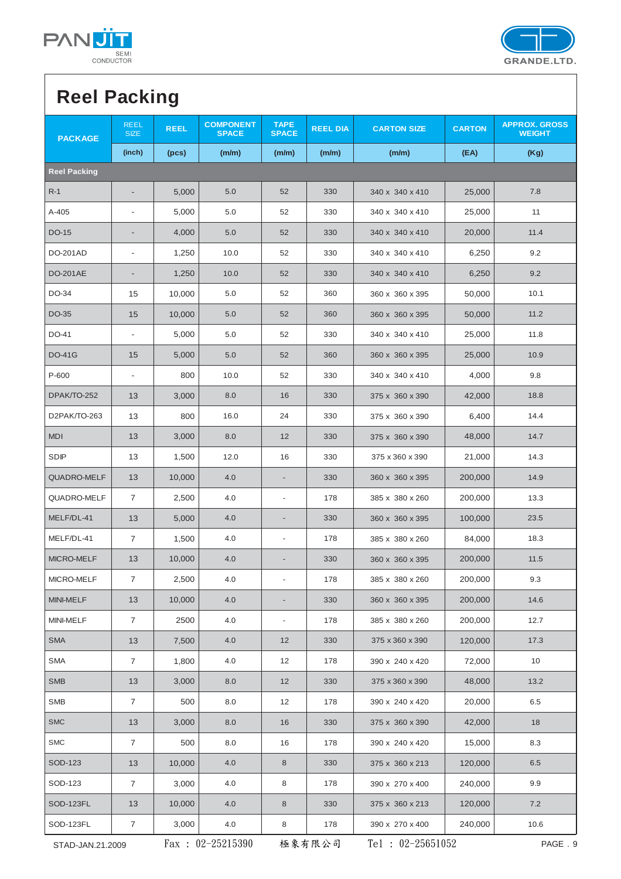# Reel Packing

| PACKAGE | REEL SIZE | REEL | COMPONENT SPACE | TAPE SPACE | REEL DIA | CARTON SIZE | CARTON | APPROX. GROSS WEIGHT |
|---|---|---|---|---|---|---|---|---|
| | (inch) | (pcs) | (m/m) | (m/m) | (m/m) | (m/m) | (EA) | (Kg) |
| **Reel Packing** | | | | | | | | |
| R-1 | - | 5,000 | 5.0 | 52 | 330 | 340 x 340 x 410 | 25,000 | 7.8 |
| A-405 | - | 5,000 | 5.0 | 52 | 330 | 340 x 340 x 410 | 25,000 | 11 |
| DO-15 | - | 4,000 | 5.0 | 52 | 330 | 340 x 340 x 410 | 20,000 | 11.4 |
| DO-201AD | - | 1,250 | 10.0 | 52 | 330 | 340 x 340 x 410 | 6,250 | 9.2 |
| DO-201AE | - | 1,250 | 10.0 | 52 | 330 | 340 x 340 x 410 | 6,250 | 9.2 |
| DO-34 | 15 | 10,000 | 5.0 | 52 | 360 | 360 x 360 x 395 | 50,000 | 10.1 |
| DO-35 | 15 | 10,000 | 5.0 | 52 | 360 | 360 x 360 x 395 | 50,000 | 11.2 |
| DO-41 | - | 5,000 | 5.0 | 52 | 330 | 340 x 340 x 410 | 25,000 | 11.8 |
| DO-41G | 15 | 5,000 | 5.0 | 52 | 360 | 360 x 360 x 395 | 25,000 | 10.9 |
| P-600 | - | 800 | 10.0 | 52 | 330 | 340 x 340 x 410 | 4,000 | 9.8 |
| DPAK/TO-252 | 13 | 3,000 | 8.0 | 16 | 330 | 375 x 360 x 390 | 42,000 | 18.8 |
| D2PAK/TO-263 | 13 | 800 | 16.0 | 24 | 330 | 375 x 360 x 390 | 6,400 | 14.4 |
| MDI | 13 | 3,000 | 8.0 | 12 | 330 | 375 x 360 x 390 | 48,000 | 14.7 |
| SDIP | 13 | 1,500 | 12.0 | 16 | 330 | 375 x 360 x 390 | 21,000 | 14.3 |
| QUADRO-MELF | 13 | 10,000 | 4.0 | - | 330 | 360 x 360 x 395 | 200,000 | 14.9 |
| QUADRO-MELF | 7 | 2,500 | 4.0 | - | 178 | 385 x 380 x 260 | 200,000 | 13.3 |
| MELF/DL-41 | 13 | 5,000 | 4.0 | - | 330 | 360 x 360 x 395 | 100,000 | 23.5 |
| MELF/DL-41 | 7 | 1,500 | 4.0 | - | 178 | 385 x 380 x 260 | 84,000 | 18.3 |
| MICRO-MELF | 13 | 10,000 | 4.0 | - | 330 | 360 x 360 x 395 | 200,000 | 11.5 |
| MICRO-MELF | 7 | 2,500 | 4.0 | - | 178 | 385 x 380 x 260 | 200,000 | 9.3 |
| MINI-MELF | 13 | 10,000 | 4.0 | - | 330 | 360 x 360 x 395 | 200,000 | 14.6 |
| MINI-MELF | 7 | 2500 | 4.0 | - | 178 | 385 x 380 x 260 | 200,000 | 12.7 |
| SMA | 13 | 7,500 | 4.0 | 12 | 330 | 375 x 360 x 390 | 120,000 | 17.3 |
| SMA | 7 | 1,800 | 4.0 | 12 | 178 | 390 x 240 x 420 | 72,000 | 10 |
| SMB | 13 | 3,000 | 8.0 | 12 | 330 | 375 x 360 x 390 | 48,000 | 13.2 |
| SMB | 7 | 500 | 8.0 | 12 | 178 | 390 x 240 x 420 | 20,000 | 6.5 |
| SMC | 13 | 3,000 | 8.0 | 16 | 330 | 375 x 360 x 390 | 42,000 | 18 |
| SMC | 7 | 500 | 8.0 | 16 | 178 | 390 x 240 x 420 | 15,000 | 8.3 |
| SOD-123 | 13 | 10,000 | 4.0 | 8 | 330 | 375 x 360 x 213 | 120,000 | 6.5 |
| SOD-123 | 7 | 3,000 | 4.0 | 8 | 178 | 390 x 270 x 400 | 240,000 | 9.9 |
| SOD-123FL | 13 | 10,000 | 4.0 | 8 | 330 | 375 x 360 x 213 | 120,000 | 7.2 |
| SOD-123FL | 7 | 3,000 | 4.0 | 8 | 178 | 390 x 270 x 400 | 240,000 | 10.6 |

STAD-JAN.21.2009　Fax : 02-25215390　極象有限公司　Tel : 02-25651052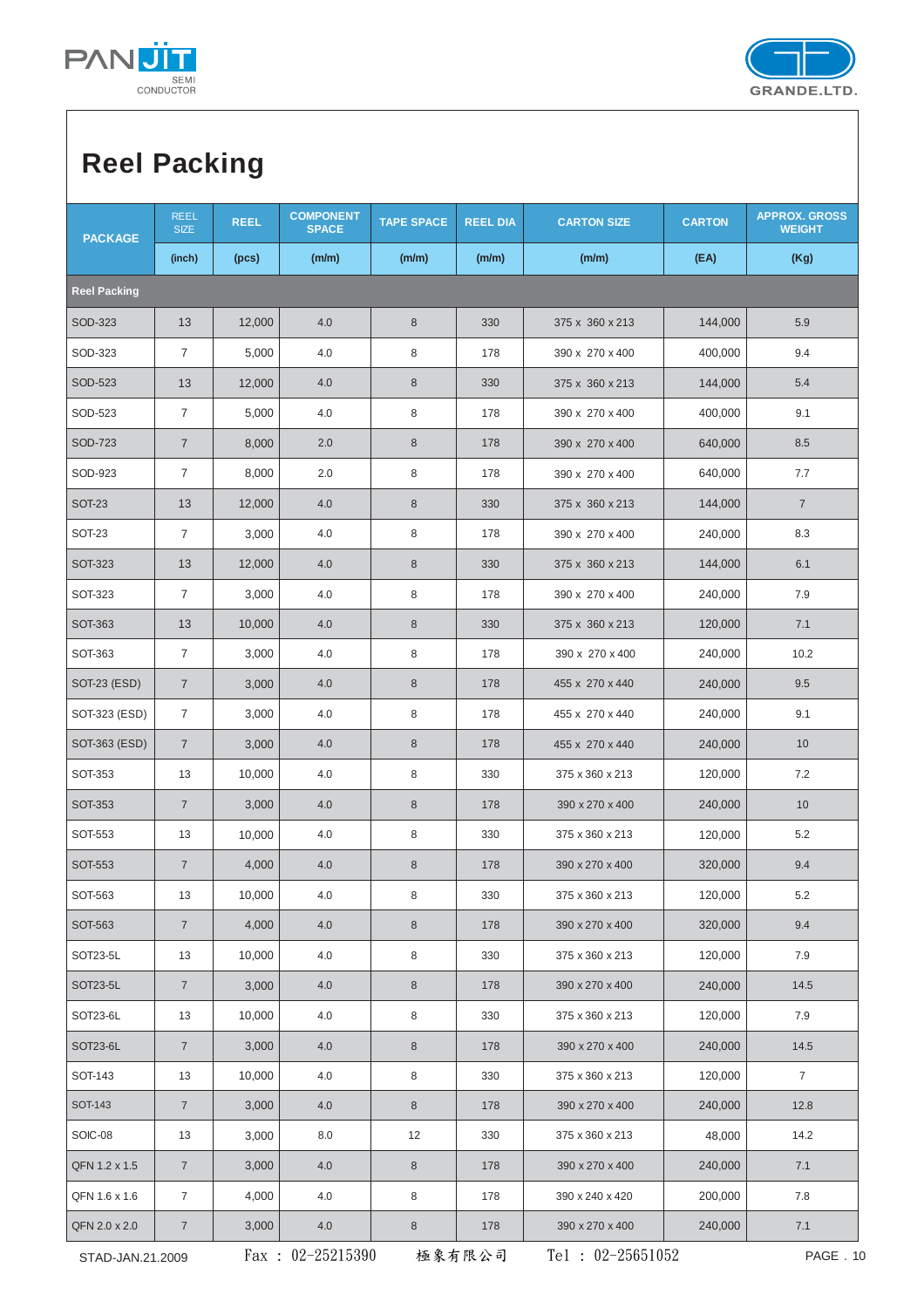# Reel Packing

| PACKAGE | REEL SIZE | REEL | COMPONENT SPACE | TAPE SPACE | REEL DIA | CARTON SIZE | CARTON | APPROX. GROSS WEIGHT |
|---|---|---|---|---|---|---|---|---|
| | (inch) | (pcs) | (m/m) | (m/m) | (m/m) | (m/m) | (EA) | (Kg) |
| **Reel Packing** | | | | | | | | |
| SOD-323 | 13 | 12,000 | 4.0 | 8 | 330 | 375 x 360 x 213 | 144,000 | 5.9 |
| SOD-323 | 7 | 5,000 | 4.0 | 8 | 178 | 390 x 270 x 400 | 400,000 | 9.4 |
| SOD-523 | 13 | 12,000 | 4.0 | 8 | 330 | 375 x 360 x 213 | 144,000 | 5.4 |
| SOD-523 | 7 | 5,000 | 4.0 | 8 | 178 | 390 x 270 x 400 | 400,000 | 9.1 |
| SOD-723 | 7 | 8,000 | 2.0 | 8 | 178 | 390 x 270 x 400 | 640,000 | 8.5 |
| SOD-923 | 7 | 8,000 | 2.0 | 8 | 178 | 390 x 270 x 400 | 640,000 | 7.7 |
| SOT-23 | 13 | 12,000 | 4.0 | 8 | 330 | 375 x 360 x 213 | 144,000 | 7 |
| SOT-23 | 7 | 3,000 | 4.0 | 8 | 178 | 390 x 270 x 400 | 240,000 | 8.3 |
| SOT-323 | 13 | 12,000 | 4.0 | 8 | 330 | 375 x 360 x 213 | 144,000 | 6.1 |
| SOT-323 | 7 | 3,000 | 4.0 | 8 | 178 | 390 x 270 x 400 | 240,000 | 7.9 |
| SOT-363 | 13 | 10,000 | 4.0 | 8 | 330 | 375 x 360 x 213 | 120,000 | 7.1 |
| SOT-363 | 7 | 3,000 | 4.0 | 8 | 178 | 390 x 270 x 400 | 240,000 | 10.2 |
| SOT-23 (ESD) | 7 | 3,000 | 4.0 | 8 | 178 | 455 x 270 x 440 | 240,000 | 9.5 |
| SOT-323 (ESD) | 7 | 3,000 | 4.0 | 8 | 178 | 455 x 270 x 440 | 240,000 | 9.1 |
| SOT-363 (ESD) | 7 | 3,000 | 4.0 | 8 | 178 | 455 x 270 x 440 | 240,000 | 10 |
| SOT-353 | 13 | 10,000 | 4.0 | 8 | 330 | 375 x 360 x 213 | 120,000 | 7.2 |
| SOT-353 | 7 | 3,000 | 4.0 | 8 | 178 | 390 x 270 x 400 | 240,000 | 10 |
| SOT-553 | 13 | 10,000 | 4.0 | 8 | 330 | 375 x 360 x 213 | 120,000 | 5.2 |
| SOT-553 | 7 | 4,000 | 4.0 | 8 | 178 | 390 x 270 x 400 | 320,000 | 9.4 |
| SOT-563 | 13 | 10,000 | 4.0 | 8 | 330 | 375 x 360 x 213 | 120,000 | 5.2 |
| SOT-563 | 7 | 4,000 | 4.0 | 8 | 178 | 390 x 270 x 400 | 320,000 | 9.4 |
| SOT23-5L | 13 | 10,000 | 4.0 | 8 | 330 | 375 x 360 x 213 | 120,000 | 7.9 |
| SOT23-5L | 7 | 3,000 | 4.0 | 8 | 178 | 390 x 270 x 400 | 240,000 | 14.5 |
| SOT23-6L | 13 | 10,000 | 4.0 | 8 | 330 | 375 x 360 x 213 | 120,000 | 7.9 |
| SOT23-6L | 7 | 3,000 | 4.0 | 8 | 178 | 390 x 270 x 400 | 240,000 | 14.5 |
| SOT-143 | 13 | 10,000 | 4.0 | 8 | 330 | 375 x 360 x 213 | 120,000 | 7 |
| SOT-143 | 7 | 3,000 | 4.0 | 8 | 178 | 390 x 270 x 400 | 240,000 | 12.8 |
| SOIC-08 | 13 | 3,000 | 8.0 | 12 | 330 | 375 x 360 x 213 | 48,000 | 14.2 |
| QFN 1.2 x 1.5 | 7 | 3,000 | 4.0 | 8 | 178 | 390 x 270 x 400 | 240,000 | 7.1 |
| QFN 1.6 x 1.6 | 7 | 4,000 | 4.0 | 8 | 178 | 390 x 240 x 420 | 200,000 | 7.8 |
| QFN 2.0 x 2.0 | 7 | 3,000 | 4.0 | 8 | 178 | 390 x 270 x 400 | 240,000 | 7.1 |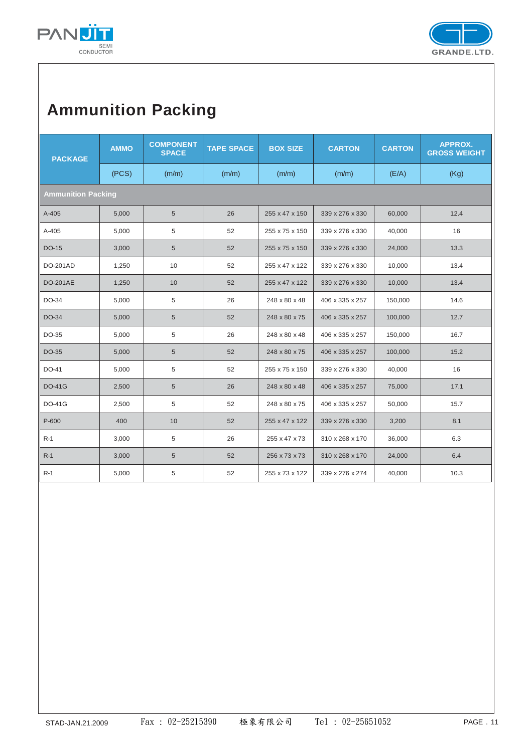# Ammunition Packing

| PACKAGE | AMMO | COMPONENT SPACE | TAPE SPACE | BOX SIZE | CARTON | CARTON | APPROX. GROSS WEIGHT |
|---|---|---|---|---|---|---|---|
| | (PCS) | (m/m) | (m/m) | (m/m) | (m/m) | (E/A) | (Kg) |
| **Ammunition Packing** | | | | | | | |
| A-405 | 5,000 | 5 | 26 | 255 x 47 x 150 | 339 x 276 x 330 | 60,000 | 12.4 |
| A-405 | 5,000 | 5 | 52 | 255 x 75 x 150 | 339 x 276 x 330 | 40,000 | 16 |
| DO-15 | 3,000 | 5 | 52 | 255 x 75 x 150 | 339 x 276 x 330 | 24,000 | 13.3 |
| DO-201AD | 1,250 | 10 | 52 | 255 x 47 x 122 | 339 x 276 x 330 | 10,000 | 13.4 |
| DO-201AE | 1,250 | 10 | 52 | 255 x 47 x 122 | 339 x 276 x 330 | 10,000 | 13.4 |
| DO-34 | 5,000 | 5 | 26 | 248 x 80 x 48 | 406 x 335 x 257 | 150,000 | 14.6 |
| DO-34 | 5,000 | 5 | 52 | 248 x 80 x 75 | 406 x 335 x 257 | 100,000 | 12.7 |
| DO-35 | 5,000 | 5 | 26 | 248 x 80 x 48 | 406 x 335 x 257 | 150,000 | 16.7 |
| DO-35 | 5,000 | 5 | 52 | 248 x 80 x 75 | 406 x 335 x 257 | 100,000 | 15.2 |
| DO-41 | 5,000 | 5 | 52 | 255 x 75 x 150 | 339 x 276 x 330 | 40,000 | 16 |
| DO-41G | 2,500 | 5 | 26 | 248 x 80 x 48 | 406 x 335 x 257 | 75,000 | 17.1 |
| DO-41G | 2,500 | 5 | 52 | 248 x 80 x 75 | 406 x 335 x 257 | 50,000 | 15.7 |
| P-600 | 400 | 10 | 52 | 255 x 47 x 122 | 339 x 276 x 330 | 3,200 | 8.1 |
| R-1 | 3,000 | 5 | 26 | 255 x 47 x 73 | 310 x 268 x 170 | 36,000 | 6.3 |
| R-1 | 3,000 | 5 | 52 | 256 x 73 x 73 | 310 x 268 x 170 | 24,000 | 6.4 |
| R-1 | 5,000 | 5 | 52 | 255 x 73 x 122 | 339 x 276 x 274 | 40,000 | 10.3 |

STAD-JAN.21.2009 Fax : 02-25215390 極象有限公司 Tel : 02-25651052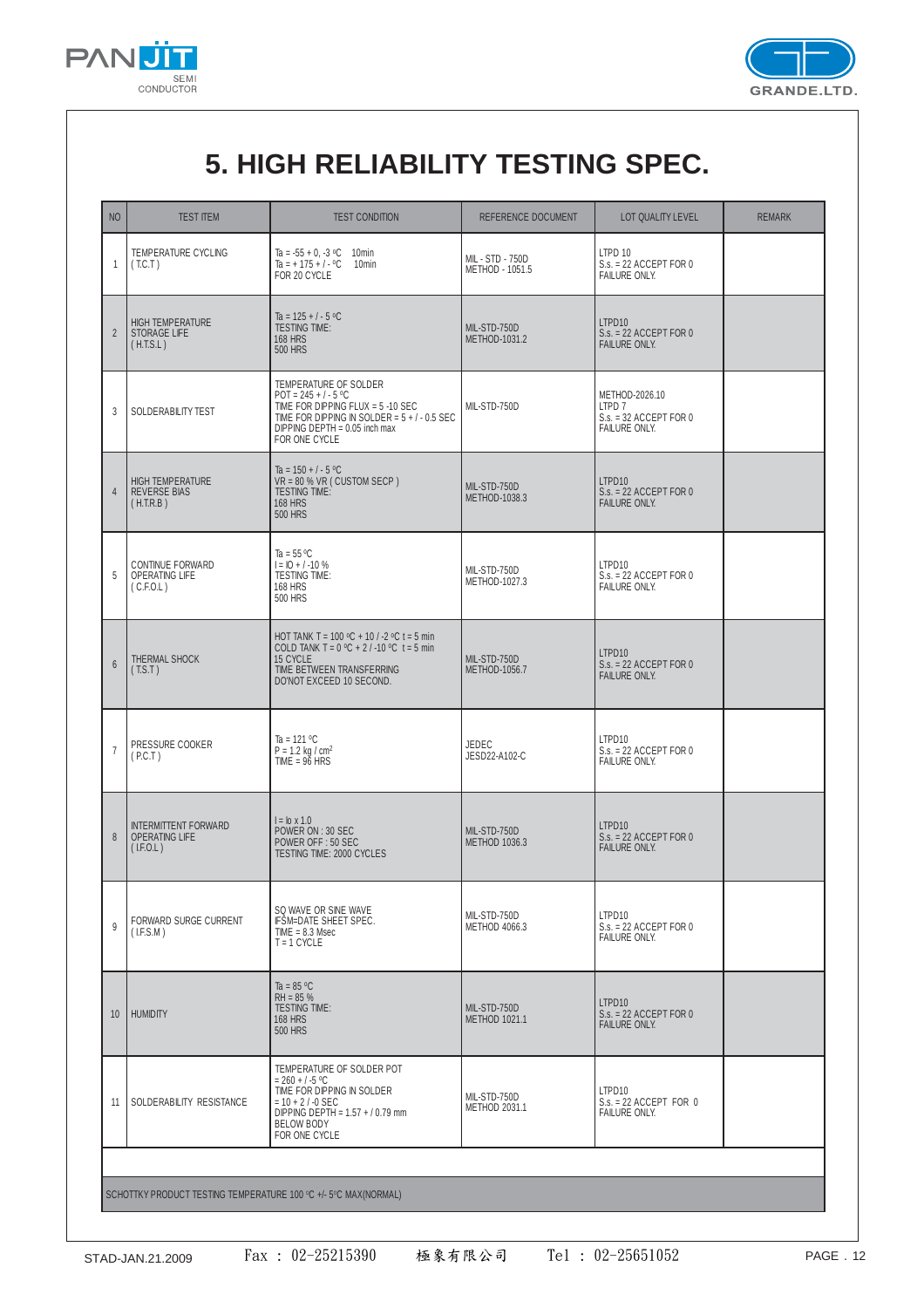# 5. HIGH RELIABILITY TESTING SPEC.

| NO | TEST ITEM | TEST CONDITION | REFERENCE DOCUMENT | LOT QUALITY LEVEL | REMARK |
|---|---|---|---|---|---|
| 1 | TEMPERATURE CYCLING ( T.C.T ) | Ta = -55 + 0, -3 ºC 10min<br>Ta = + 175 + / - ºC 10min<br>FOR 20 CYCLE | MIL - STD - 750D METHOD - 1051.5 | LTPD 10<br>S.s. = 22 ACCEPT FOR 0 FAILURE ONLY. | |
| 2 | HIGH TEMPERATURE STORAGE LIFE ( H.T.S.L ) | Ta = 125 + / - 5 ºC<br>TESTING TIME:<br>168 HRS<br>500 HRS | MIL-STD-750D METHOD-1031.2 | LTPD10<br>S.s. = 22 ACCEPT FOR 0 FAILURE ONLY. | |
| 3 | SOLDERABILITY TEST | TEMPERATURE OF SOLDER POT = 245 + / - 5 ºC<br>TIME FOR DIPPING FLUX = 5 -10 SEC<br>TIME FOR DIPPING IN SOLDER = 5 + / - 0.5 SEC<br>DIPPING DEPTH = 0.05 inch max<br>FOR ONE CYCLE | MIL-STD-750D | METHOD-2026.10<br>LTPD 7<br>S.s. = 32 ACCEPT FOR 0 FAILURE ONLY. | |
| 4 | HIGH TEMPERATURE REVERSE BIAS ( H.T.R.B ) | Ta = 150 + / - 5 ºC<br>VR = 80 % VR ( CUSTOM SECP )<br>TESTING TIME:<br>168 HRS<br>500 HRS | MIL-STD-750D METHOD-1038.3 | LTPD10<br>S.s. = 22 ACCEPT FOR 0 FAILURE ONLY. | |
| 5 | CONTINUE FORWARD OPERATING LIFE ( C.F.O.L ) | Ta = 55 ºC<br>I = IO + / -10 %<br>TESTING TIME:<br>168 HRS<br>500 HRS | MIL-STD-750D METHOD-1027.3 | LTPD10<br>S.s. = 22 ACCEPT FOR 0 FAILURE ONLY. | |
| 6 | THERMAL SHOCK ( T.S.T ) | HOT TANK T = 100 ºC + 10 / -2 ºC t = 5 min<br>COLD TANK T = 0 ºC + 2 / -10 ºC t = 5 min<br>15 CYCLE<br>TIME BETWEEN TRANSFERRING DO'NOT EXCEED 10 SECOND. | MIL-STD-750D METHOD-1056.7 | LTPD10<br>S.s. = 22 ACCEPT FOR 0 FAILURE ONLY. | |
| 7 | PRESSURE COOKER ( P.C.T ) | Ta = 121 ºC<br>P = 1.2 kg / cm²<br>TIME = 96 HRS | JEDEC JESD22-A102-C | LTPD10<br>S.s. = 22 ACCEPT FOR 0 FAILURE ONLY. | |
| 8 | INTERMITTENT FORWARD OPERATING LIFE ( I.F.O.L ) | I = Io x 1.0<br>POWER ON : 30 SEC<br>POWER OFF : 50 SEC<br>TESTING TIME: 2000 CYCLES | MIL-STD-750D METHOD 1036.3 | LTPD10<br>S.s. = 22 ACCEPT FOR 0 FAILURE ONLY. | |
| 9 | FORWARD SURGE CURRENT ( I.F.S.M ) | SQ WAVE OR SINE WAVE<br>IFSM=DATE SHEET SPEC.<br>TIME = 8.3 Msec<br>T = 1 CYCLE | MIL-STD-750D METHOD 4066.3 | LTPD10<br>S.s. = 22 ACCEPT FOR 0 FAILURE ONLY. | |
| 10 | HUMIDITY | Ta = 85 ºC<br>RH = 85 %<br>TESTING TIME:<br>168 HRS<br>500 HRS | MIL-STD-750D METHOD 1021.1 | LTPD10<br>S.s. = 22 ACCEPT FOR 0 FAILURE ONLY. | |
| 11 | SOLDERABILITY RESISTANCE | TEMPERATURE OF SOLDER POT = 260 + / -5 ºC<br>TIME FOR DIPPING IN SOLDER = 10 + 2 / -0 SEC<br>DIPPING DEPTH = 1.57 + / 0.79 mm BELOW BODY<br>FOR ONE CYCLE | MIL-STD-750D METHOD 2031.1 | LTPD10<br>S.s. = 22 ACCEPT FOR 0 FAILURE ONLY. | |

SCHOTTKY PRODUCT TESTING TEMPERATURE 100 ºC +/- 5ºC MAX(NORMAL)

STAD-JAN.21.2009　Fax : 02-25215390　極象有限公司　Tel : 02-25651052